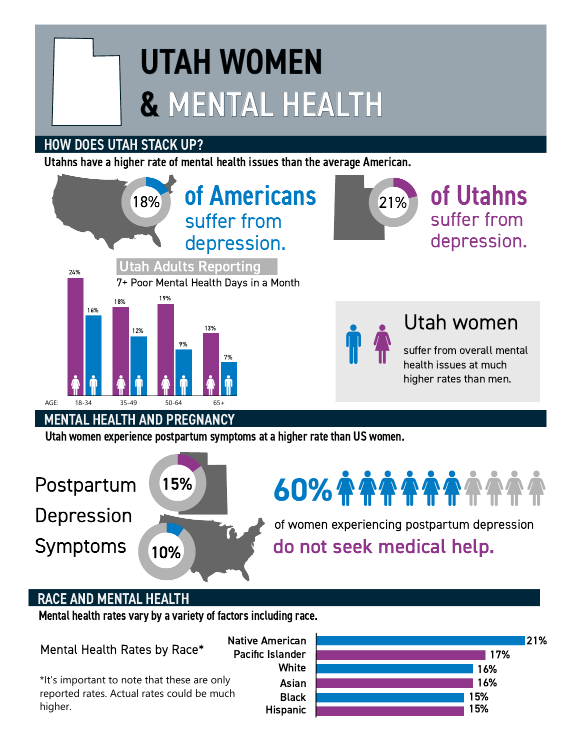# UTAH WOMEN & MENTAL HEALTH

## HOW DOES UTAH STACK UP?

**Utahns have a higher rate of mental health issues than the average American.**

**18% of Americans** suffer from depression.

**21% of Utahns** suffer from depression.

### Utah Adults Reporting 7+ Poor Mental Health Days in a Month

| AGE | Women | Men |
|---|---|---|
| 18-34 | 24% | 16% |
| 35-49 | 18% | 12% |
| 50-64 | 19% | 9% |
| 65+ | 13% | 7% |

**Utah women** suffer from overall mental health issues at much higher rates than men.

## MENTAL HEALTH AND PREGNANCY

**Utah women experience postpartum symptoms at a higher rate than US women.**

Postpartum Depression Symptoms

- Utah: 15%
- US: 10%

**60%** of women experiencing postpartum depression **do not seek medical help.**

## RACE AND MENTAL HEALTH

**Mental health rates vary by a variety of factors including race.**

Mental Health Rates by Race*

| Race | Rate |
|---|---|
| Native American | 21% |
| Pacific Islander | 17% |
| White | 16% |
| Asian | 16% |
| Black | 15% |
| Hispanic | 15% |

*It's important to note that these are only reported rates. Actual rates could be much higher.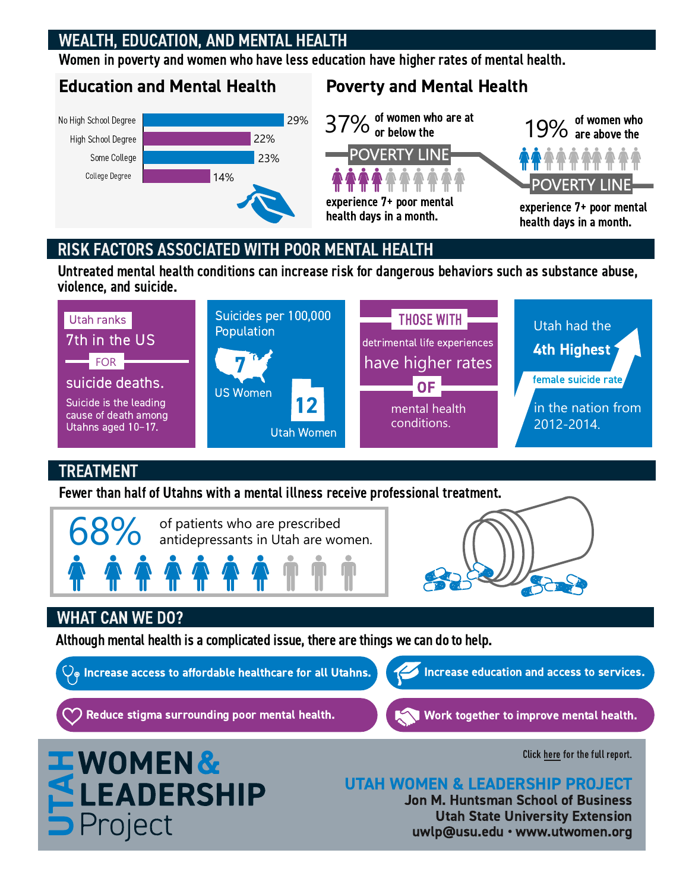## WEALTH, EDUCATION, AND MENTAL HEALTH

**Women in poverty and women who have less education have higher rates of mental health.**

### Education and Mental Health

No High School Degree 29%
High School Degree 22%
Some College 23%
College Degree 14%

### Poverty and Mental Health

37% of women who are at or below the POVERTY LINE experience 7+ poor mental health days in a month.

19% of women who are above the POVERTY LINE experience 7+ poor mental health days in a month.

## RISK FACTORS ASSOCIATED WITH POOR MENTAL HEALTH

**Untreated mental health conditions can increase risk for dangerous behaviors such as substance abuse, violence, and suicide.**

Utah ranks 7th in the US FOR suicide deaths.

Suicide is the leading cause of death among Utahns aged 10–17.

Suicides per 100,000 Population

7 US Women

12 Utah Women

THOSE WITH detrimental life experiences have higher rates OF mental health conditions.

Utah had the **4th Highest** female suicide rate in the nation from 2012-2014.

## TREATMENT

**Fewer than half of Utahns with a mental illness receive professional treatment.**

68% of patients who are prescribed antidepressants in Utah are women.

## WHAT CAN WE DO?

**Although mental health is a complicated issue, there are things we can do to help.**

- **Increase access to affordable healthcare for all Utahns.**
- **Increase education and access to services.**
- **Reduce stigma surrounding poor mental health.**
- **Work together to improve mental health.**

UTAH WOMEN & LEADERSHIP Project

Click here for the full report.

**UTAH WOMEN & LEADERSHIP PROJECT**
**Jon M. Huntsman School of Business**
**Utah State University Extension**
**uwlp@usu.edu • www.utwomen.org**